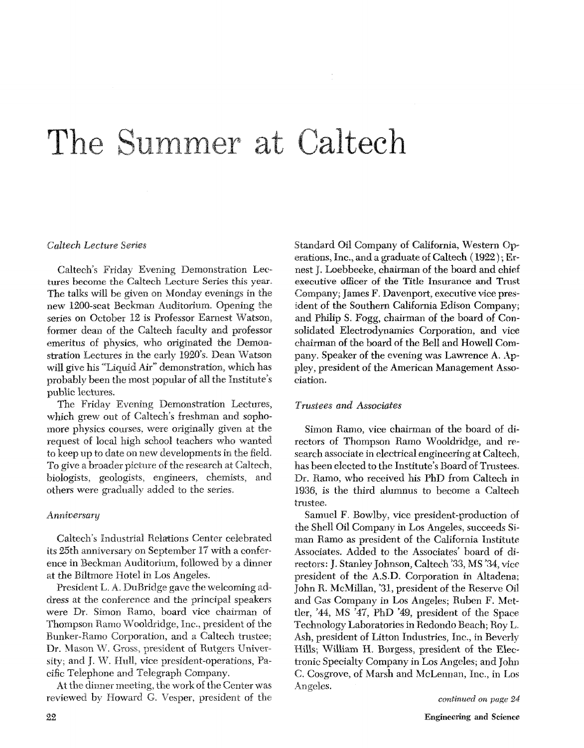# The Summer at Caltech

*Caltech Lecture Series*

Caltech's Friday Evening Demonstration Lectures become the Caltech Lecture Series this year. The talks will be given on Monday evenings in the new 1200-seat Beckman Auditorium. Opening the series on October 12 is Professor Earnest Watson, former dean of the Caltech faculty and professor emeritus of physics, who originated the Demonstration Lectures in the early 1920's. Dean Watson will give his "Liquid Air" demonstration, which has probably been the most popular of all the Institute's public lectures.

The Friday Evening Demonstration Lectures, which grew out of Caltech's freshman and sophomore physics courses, were originally given at the request of local high school teachers who wanted to keep up to date on new developments in the field. To give a broader picture of the research at Caltech, biologists, geologists, engineers, chemists, and others were gradually added to the series.

*Anniversary*

Caltech's Industrial Relations Center celebrated its 25th anniversary on September 17 with a conference in Beckman Auditorium, followed by a dinner at the Biltmore Hotel in Los Angeles.

President L. A. DuBridge gave the welcoming address at the conference and the principal speakers were Dr. Simon Ramo, board vice chairman of Thompson Ramo Wooldridge, Inc., president of the Bunker-Ramo Corporation, and a Caltech trustee; Dr. Mason W. Gross, president of Rutgers University; and J. W. Hull, vice president-operations, Pacific Telephone and Telegraph Company.

At the dinner meeting, the work of the Center was reviewed by Howard G. Vesper, president of the Standard Oil Company of California, Western Operations, Inc., and a graduate of Caltech (1922); Ernest J. Loebbeeke, chairman of the board and chief executive officer of the Title Insurance and Trust Company; James F. Davenport, executive vice president of the Southern California Edison Company; and Philip S. Fogg, chairman of the board of Consolidated Electrodynamics Corporation, and vice chairman of the board of the Bell and Howell Company. Speaker of the evening was Lawrence A. Appley, president of the American Management Association.

*Trustees and Associates*

Simon Ramo, vice chairman of the board of directors of Thompson Ramo Wooldridge, and research associate in electrical engineering at Caltech, has been elected to the Institute's Board of Trustees. Dr. Ramo, who received his PhD from Caltech in 1936, is the third alumnus to become a Caltech trustee.

Samuel F. Bowlby, vice president-production of the Shell Oil Company in Los Angeles, succeeds Siman Ramo as president of the California Institute Associates. Added to the Associates' board of directors: J. Stanley Johnson, Caltech '33, MS '34, vice president of the A.S.D. Corporation in Altadena; John R. McMillan, '31, president of the Reserve Oil and Gas Company in Los Angeles; Ruben F. Mettler, '44, MS '47, PhD '49, president of the Space Technology Laboratories in Redondo Beach; Roy L. Ash, president of Litton Industries, Inc., in Beverly Hills; William H. Burgess, president of the Electronic Specialty Company in Los Angeles; and John C. Cosgrove, of Marsh and McLennan, Inc., in Los Angeles.

*continued on page 24*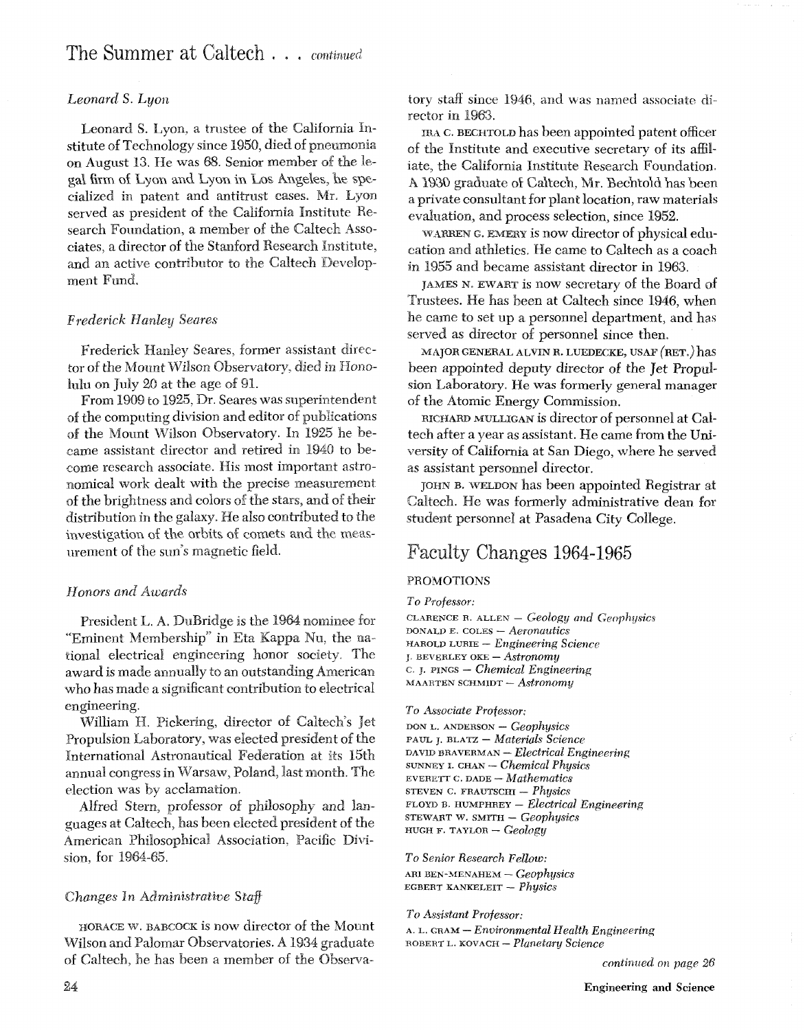## The Summer at Caltech . . . *continued*

### *Leonard S. Lyon*

Leonard S. Lyon, a trustee of the California Institute of Technology since 1950, died of pneumonia on August 13. He was 68. Senior member of the legal firm of Lyon and Lyon in Los Angeles, he specialized in patent and antitrust cases. Mr. Lyon served as president of the California Institute Research Foundation, a member of the Caltech Associates, a director of the Stanford Research Institute, and an active contributor to the Caltech Development Fund.

### *Frederick Hanley Seares*

Frederick Hanley Seares, former assistant director of the Mount Wilson Observatory, died in Honolulu on July 20 at the age of 91.

From 1909 to 1925, Dr. Seares was superintendent of the computing division and editor of publications of the Mount Wilson Observatory. In 1925 he became assistant director and retired in 1940 to become research associate. His most important astronomical work dealt with the precise measurement of the brightness and colors of the stars, and of their distribution in the galaxy. He also contributed to the investigation of the orbits of comets and the measurement of the sun's magnetic field.

### *Honors and Awards*

President L. A. DuBridge is the 1964 nominee for "Eminent Membership" in Eta Kappa Nu, the national electrical engineering honor society. The award is made annually to an outstanding American who has made a significant contribution to electrical engineering.

William H. Pickering, director of Caltech's Jet Propulsion Laboratory, was elected president of the International Astronautical Federation at its 15th annual congress in Warsaw, Poland, last month. The election was by acclamation.

Alfred Stern, professor of philosophy and languages at Caltech, has been elected president of the American Philosophical Association, Pacific Division, for 1964-65.

### *Changes In Administrative Staff*

HORACE W. BABCOCK is now director of the Mount Wilson and Palomar Observatories. A 1934 graduate of Caltech, he has been a member of the Observatory staff since 1946, and was named associate director in 1963.

IRA C. BECHTOLD has been appointed patent officer of the Institute and executive secretary of its affiliate, the California Institute Research Foundation. A 1930 graduate of Caltech, Mr. Bechtold has been a private consultant for plant location, raw materials evaluation, and process selection, since 1952.

WARREN G. EMERY is now director of physical education and athletics. He came to Caltech as a coach in 1955 and became assistant director in 1963.

JAMES N. EWART is now secretary of the Board of Trustees. He has been at Caltech since 1946, when he came to set up a personnel department, and has served as director of personnel since then.

MAJOR GENERAL ALVIN R. LUEDECKE, USAF (RET.) has been appointed deputy director of the Jet Propulsion Laboratory. He was formerly general manager of the Atomic Energy Commission.

RICHARD MULLIGAN is director of personnel at Caltech after a year as assistant. He came from the University of California at San Diego, where he served as assistant personnel director.

JOHN B. WELDON has been appointed Registrar at Caltech. He was formerly administrative dean for student personnel at Pasadena City College.

## Faculty Changes 1964-1965

PROMOTIONS

*To Professor:*

CLARENCE R. ALLEN – *Geology and Geophysics*
DONALD E. COLES – *Aeronautics*
HAROLD LURIE – *Engineering Science*
J. BEVERLEY OKE – *Astronomy*
C. J. PINGS – *Chemical Engineering*
MAARTEN SCHMIDT – *Astronomy*

*To Associate Professor:*

DON L. ANDERSON – *Geophysics*
PAUL J. BLATZ – *Materials Science*
DAVID BRAVERMAN – *Electrical Engineering*
SUNNEY I. CHAN – *Chemical Physics*
EVERETT C. DADE – *Mathematics*
STEVEN C. FRAUTSCHI – *Physics*
FLOYD B. HUMPHREY – *Electrical Engineering*
STEWART W. SMITH – *Geophysics*
HUGH F. TAYLOR – *Geology*

*To Senior Research Fellow:*

ARI BEN-MENAHEM – *Geophysics*
EGBERT KANKELEIT – *Physics*

*To Assistant Professor:*

A. L. GRAM – *Environmental Health Engineering*
ROBERT L. KOVACH – *Planetary Science*

*continued on page 26*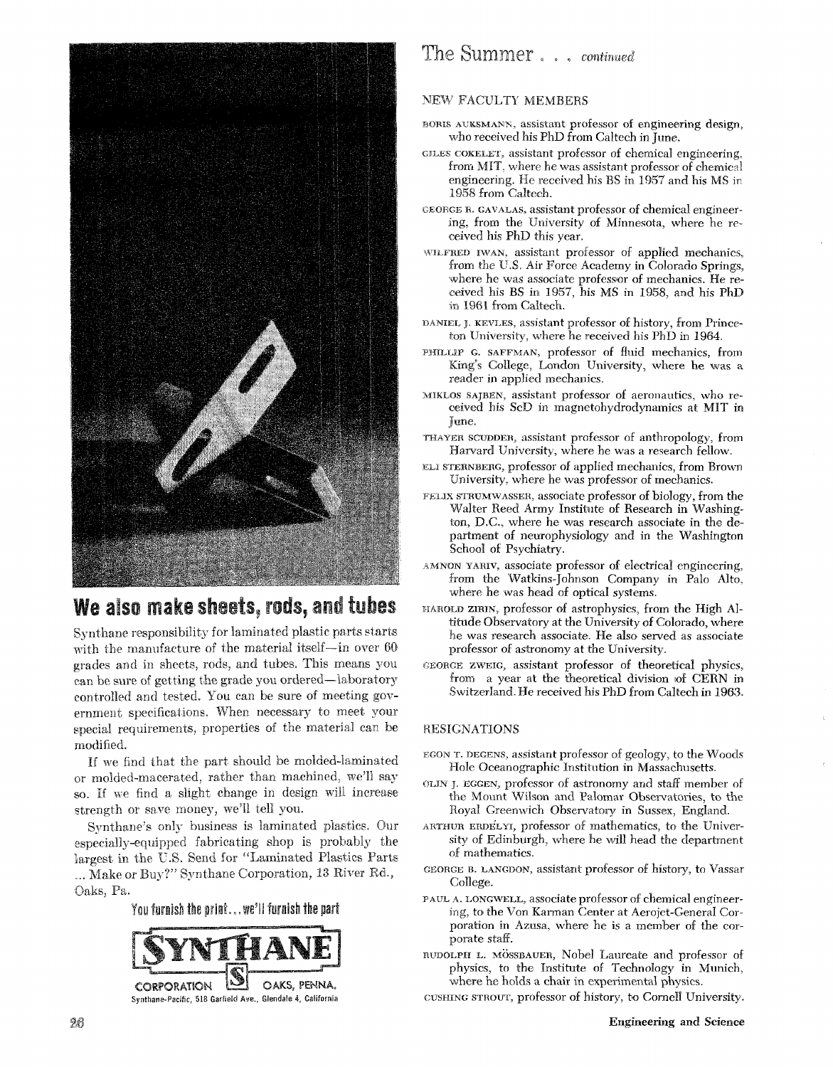## We also make sheets, rods, and tubes

Synthane responsibility for laminated plastic parts starts with the manufacture of the material itself—in over 60 grades and in sheets, rods, and tubes. This means you can be sure of getting the grade you ordered—laboratory controlled and tested. You can be sure of meeting government specifications. When necessary to meet your special requirements, properties of the material can be modified.

If we find that the part should be molded-laminated or molded-macerated, rather than machined, we'll say so. If we find a slight change in design will increase strength or save money, we'll tell you.

Synthane's only business is laminated plastics. Our especially-equipped fabricating shop is probably the largest in the U.S. Send for "Laminated Plastics Parts ... Make or Buy?" Synthane Corporation, 13 River Rd., Oaks, Pa.

**You furnish the print... we'll furnish the part**

**SYNTHANE CORPORATION** OAKS, PENNA.

Synthane-Pacific, 518 Garfield Ave., Glendale 4, California

# The Summer . . . *continued*

## NEW FACULTY MEMBERS

BORIS AUKSMANN, assistant professor of engineering design, who received his PhD from Caltech in June.

GILES COKELET, assistant professor of chemical engineering, from MIT, where he was assistant professor of chemical engineering. He received his BS in 1957 and his MS in 1958 from Caltech.

GEORGE R. GAVALAS, assistant professor of chemical engineering, from the University of Minnesota, where he received his PhD this year.

WILFRED IWAN, assistant professor of applied mechanics, from the U.S. Air Force Academy in Colorado Springs, where he was associate professor of mechanics. He received his BS in 1957, his MS in 1958, and his PhD in 1961 from Caltech.

DANIEL J. KEVLES, assistant professor of history, from Princeton University, where he received his PhD in 1964.

PHILLIP G. SAFFMAN, professor of fluid mechanics, from King's College, London University, where he was a reader in applied mechanics.

MIKLOS SAJBEN, assistant professor of aeronautics, who received his ScD in magnetohydrodynamics at MIT in June.

THAYER SCUDDER, assistant professor of anthropology, from Harvard University, where he was a research fellow.

ELI STERNBERG, professor of applied mechanics, from Brown University, where he was professor of mechanics.

FELIX STRUMWASSER, associate professor of biology, from the Walter Reed Army Institute of Research in Washington, D.C., where he was research associate in the department of neurophysiology and in the Washington School of Psychiatry.

AMNON YARIV, associate professor of electrical engineering, from the Watkins-Johnson Company in Palo Alto, where he was head of optical systems.

HAROLD ZIRIN, professor of astrophysics, from the High Altitude Observatory at the University of Colorado, where he was research associate. He also served as associate professor of astronomy at the University.

GEORGE ZWEIG, assistant professor of theoretical physics, from a year at the theoretical division of CERN in Switzerland. He received his PhD from Caltech in 1963.

## RESIGNATIONS

EGON T. DEGENS, assistant professor of geology, to the Woods Hole Oceanographic Institution in Massachusetts.

OLIN J. EGGEN, professor of astronomy and staff member of the Mount Wilson and Palomar Observatories, to the Royal Greenwich Observatory in Sussex, England.

ARTHUR ERDÉLYI, professor of mathematics, to the University of Edinburgh, where he will head the department of mathematics.

GEORGE B. LANGDON, assistant professor of history, to Vassar College.

PAUL A. LONGWELL, associate professor of chemical engineering, to the Von Karman Center at Aerojet-General Corporation in Azusa, where he is a member of the corporate staff.

RUDOLPH L. MÖSSBAUER, Nobel Laureate and professor of physics, to the Institute of Technology in Munich, where he holds a chair in experimental physics.

CUSHING STROUT, professor of history, to Cornell University.